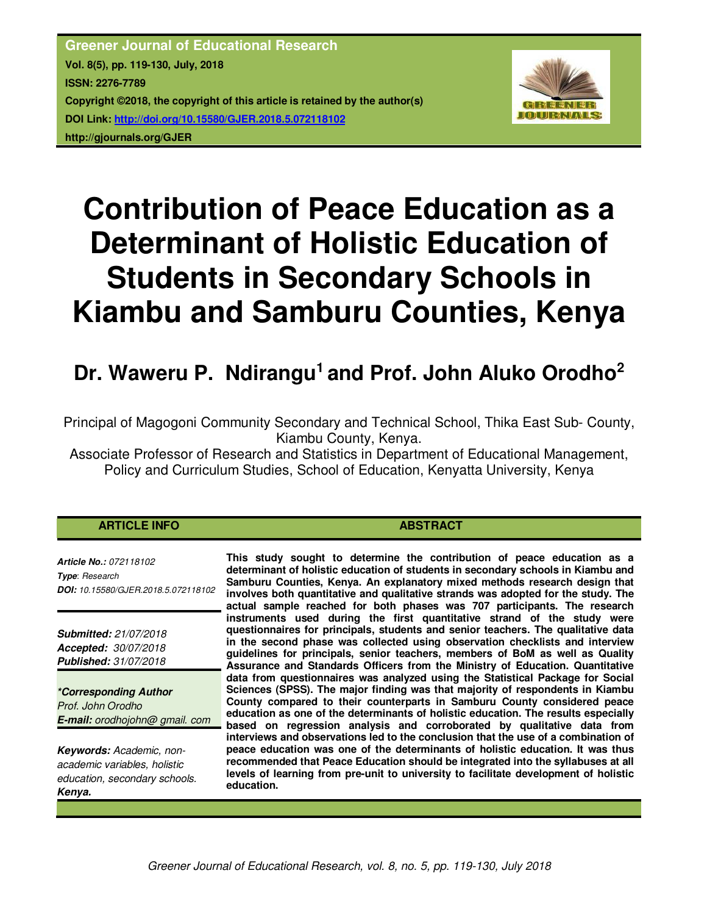**Greener Journal of Educational Research**
**Vol. 8(5), pp. 119-130, July, 2018**
**ISSN: 2276-7789**
**Copyright ©2018, the copyright of this article is retained by the author(s)**
**DOI Link: http://doi.org/10.15580/GJER.2018.5.072118102**
**http://gjournals.org/GJER**

# Contribution of Peace Education as a Determinant of Holistic Education of Students in Secondary Schools in Kiambu and Samburu Counties, Kenya

## Dr. Waweru P. Ndirangu[1] and Prof. John Aluko Orodho[2]

Principal of Magogoni Community Secondary and Technical School, Thika East Sub- County, Kiambu County, Kenya.

Associate Professor of Research and Statistics in Department of Educational Management, Policy and Curriculum Studies, School of Education, Kenyatta University, Kenya

**ARTICLE INFO**

***Article No.:*** *072118102*
***Type***: *Research*
***DOI:*** *10.15580/GJER.2018.5.072118102*

***Submitted:*** *21/07/2018*
***Accepted:*** *30/07/2018*
***Published:*** *31/07/2018*

***\*Corresponding Author***
*Prof. John Orodho*
***E-mail:*** *orodhojohn@ gmail. com*

***Keywords:*** *Academic, non-academic variables, holistic education, secondary schools.* ***Kenya.***

**ABSTRACT**

**This study sought to determine the contribution of peace education as a determinant of holistic education of students in secondary schools in Kiambu and Samburu Counties, Kenya. An explanatory mixed methods research design that involves both quantitative and qualitative strands was adopted for the study. The actual sample reached for both phases was 707 participants. The research instruments used during the first quantitative strand of the study were questionnaires for principals, students and senior teachers. The qualitative data in the second phase was collected using observation checklists and interview guidelines for principals, senior teachers, members of BoM as well as Quality Assurance and Standards Officers from the Ministry of Education. Quantitative data from questionnaires was analyzed using the Statistical Package for Social Sciences (SPSS). The major finding was that majority of respondents in Kiambu County compared to their counterparts in Samburu County considered peace education as one of the determinants of holistic education. The results especially based on regression analysis and corroborated by qualitative data from interviews and observations led to the conclusion that the use of a combination of peace education was one of the determinants of holistic education. It was thus recommended that Peace Education should be integrated into the syllabuses at all levels of learning from pre-unit to university to facilitate development of holistic education.**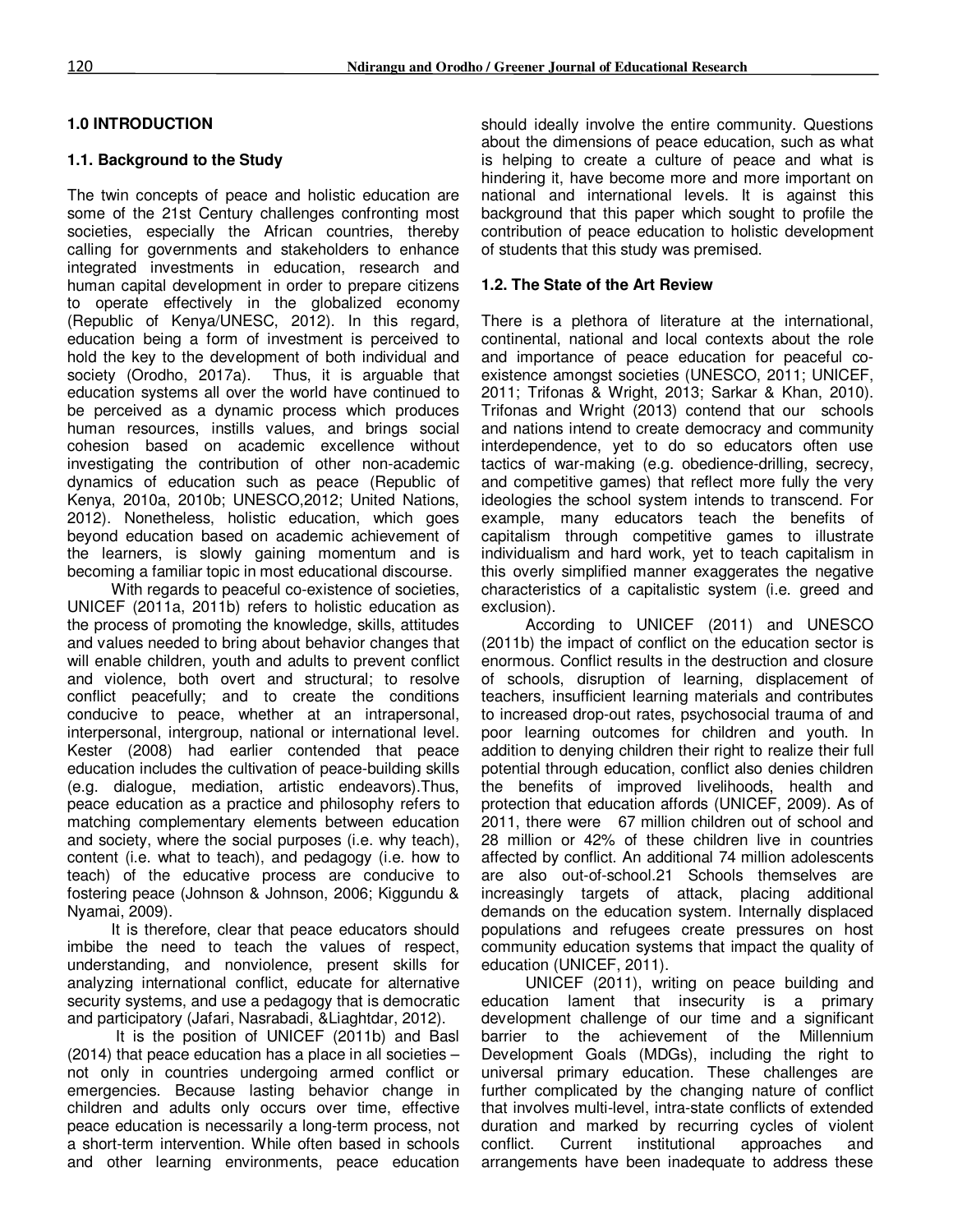## 1.0 INTRODUCTION

### 1.1. Background to the Study

The twin concepts of peace and holistic education are some of the 21st Century challenges confronting most societies, especially the African countries, thereby calling for governments and stakeholders to enhance integrated investments in education, research and human capital development in order to prepare citizens to operate effectively in the globalized economy (Republic of Kenya/UNESC, 2012). In this regard, education being a form of investment is perceived to hold the key to the development of both individual and society (Orodho, 2017a). Thus, it is arguable that education systems all over the world have continued to be perceived as a dynamic process which produces human resources, instills values, and brings social cohesion based on academic excellence without investigating the contribution of other non-academic dynamics of education such as peace (Republic of Kenya, 2010a, 2010b; UNESCO,2012; United Nations, 2012). Nonetheless, holistic education, which goes beyond education based on academic achievement of the learners, is slowly gaining momentum and is becoming a familiar topic in most educational discourse.

With regards to peaceful co-existence of societies, UNICEF (2011a, 2011b) refers to holistic education as the process of promoting the knowledge, skills, attitudes and values needed to bring about behavior changes that will enable children, youth and adults to prevent conflict and violence, both overt and structural; to resolve conflict peacefully; and to create the conditions conducive to peace, whether at an intrapersonal, interpersonal, intergroup, national or international level. Kester (2008) had earlier contended that peace education includes the cultivation of peace-building skills (e.g. dialogue, mediation, artistic endeavors).Thus, peace education as a practice and philosophy refers to matching complementary elements between education and society, where the social purposes (i.e. why teach), content (i.e. what to teach), and pedagogy (i.e. how to teach) of the educative process are conducive to fostering peace (Johnson & Johnson, 2006; Kiggundu & Nyamai, 2009).

It is therefore, clear that peace educators should imbibe the need to teach the values of respect, understanding, and nonviolence, present skills for analyzing international conflict, educate for alternative security systems, and use a pedagogy that is democratic and participatory (Jafari, Nasrabadi, &Liaghtdar, 2012).

It is the position of UNICEF (2011b) and Basl (2014) that peace education has a place in all societies – not only in countries undergoing armed conflict or emergencies. Because lasting behavior change in children and adults only occurs over time, effective peace education is necessarily a long-term process, not a short-term intervention. While often based in schools and other learning environments, peace education should ideally involve the entire community. Questions about the dimensions of peace education, such as what is helping to create a culture of peace and what is hindering it, have become more and more important on national and international levels. It is against this background that this paper which sought to profile the contribution of peace education to holistic development of students that this study was premised.

### 1.2. The State of the Art Review

There is a plethora of literature at the international, continental, national and local contexts about the role and importance of peace education for peaceful co-existence amongst societies (UNESCO, 2011; UNICEF, 2011; Trifonas & Wright, 2013; Sarkar & Khan, 2010). Trifonas and Wright (2013) contend that our schools and nations intend to create democracy and community interdependence, yet to do so educators often use tactics of war-making (e.g. obedience-drilling, secrecy, and competitive games) that reflect more fully the very ideologies the school system intends to transcend. For example, many educators teach the benefits of capitalism through competitive games to illustrate individualism and hard work, yet to teach capitalism in this overly simplified manner exaggerates the negative characteristics of a capitalistic system (i.e. greed and exclusion).

According to UNICEF (2011) and UNESCO (2011b) the impact of conflict on the education sector is enormous. Conflict results in the destruction and closure of schools, disruption of learning, displacement of teachers, insufficient learning materials and contributes to increased drop-out rates, psychosocial trauma of and poor learning outcomes for children and youth. In addition to denying children their right to realize their full potential through education, conflict also denies children the benefits of improved livelihoods, health and protection that education affords (UNICEF, 2009). As of 2011, there were 67 million children out of school and 28 million or 42% of these children live in countries affected by conflict. An additional 74 million adolescents are also out-of-school.21 Schools themselves are increasingly targets of attack, placing additional demands on the education system. Internally displaced populations and refugees create pressures on host community education systems that impact the quality of education (UNICEF, 2011).

UNICEF (2011), writing on peace building and education lament that insecurity is a primary development challenge of our time and a significant barrier to the achievement of the Millennium Development Goals (MDGs), including the right to universal primary education. These challenges are further complicated by the changing nature of conflict that involves multi-level, intra-state conflicts of extended duration and marked by recurring cycles of violent conflict. Current institutional approaches and arrangements have been inadequate to address these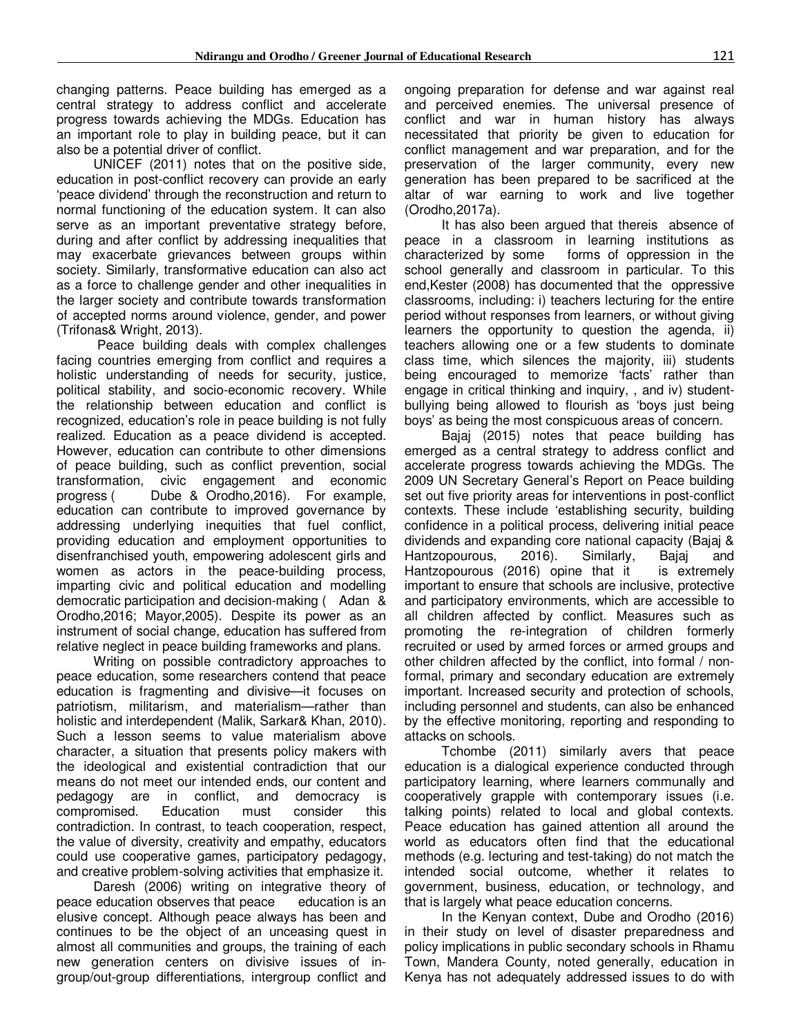changing patterns. Peace building has emerged as a central strategy to address conflict and accelerate progress towards achieving the MDGs. Education has an important role to play in building peace, but it can also be a potential driver of conflict.

UNICEF (2011) notes that on the positive side, education in post-conflict recovery can provide an early 'peace dividend' through the reconstruction and return to normal functioning of the education system. It can also serve as an important preventative strategy before, during and after conflict by addressing inequalities that may exacerbate grievances between groups within society. Similarly, transformative education can also act as a force to challenge gender and other inequalities in the larger society and contribute towards transformation of accepted norms around violence, gender, and power (Trifonas& Wright, 2013).

Peace building deals with complex challenges facing countries emerging from conflict and requires a holistic understanding of needs for security, justice, political stability, and socio-economic recovery. While the relationship between education and conflict is recognized, education's role in peace building is not fully realized. Education as a peace dividend is accepted. However, education can contribute to other dimensions of peace building, such as conflict prevention, social transformation, civic engagement and economic progress ( Dube & Orodho,2016). For example, education can contribute to improved governance by addressing underlying inequities that fuel conflict, providing education and employment opportunities to disenfranchised youth, empowering adolescent girls and women as actors in the peace-building process, imparting civic and political education and modelling democratic participation and decision-making ( Adan & Orodho,2016; Mayor,2005). Despite its power as an instrument of social change, education has suffered from relative neglect in peace building frameworks and plans.

Writing on possible contradictory approaches to peace education, some researchers contend that peace education is fragmenting and divisive—it focuses on patriotism, militarism, and materialism—rather than holistic and interdependent (Malik, Sarkar& Khan, 2010). Such a lesson seems to value materialism above character, a situation that presents policy makers with the ideological and existential contradiction that our means do not meet our intended ends, our content and pedagogy are in conflict, and democracy is compromised. Education must consider this contradiction. In contrast, to teach cooperation, respect, the value of diversity, creativity and empathy, educators could use cooperative games, participatory pedagogy, and creative problem-solving activities that emphasize it.

Daresh (2006) writing on integrative theory of peace education observes that peace education is an elusive concept. Although peace always has been and continues to be the object of an unceasing quest in almost all communities and groups, the training of each new generation centers on divisive issues of in-group/out-group differentiations, intergroup conflict and ongoing preparation for defense and war against real and perceived enemies. The universal presence of conflict and war in human history has always necessitated that priority be given to education for conflict management and war preparation, and for the preservation of the larger community, every new generation has been prepared to be sacrificed at the altar of war earning to work and live together (Orodho,2017a).

It has also been argued that thereis absence of peace in a classroom in learning institutions as characterized by some forms of oppression in the school generally and classroom in particular. To this end,Kester (2008) has documented that the oppressive classrooms, including: i) teachers lecturing for the entire period without responses from learners, or without giving learners the opportunity to question the agenda, ii) teachers allowing one or a few students to dominate class time, which silences the majority, iii) students being encouraged to memorize 'facts' rather than engage in critical thinking and inquiry, , and iv) student-bullying being allowed to flourish as 'boys just being boys' as being the most conspicuous areas of concern.

Bajaj (2015) notes that peace building has emerged as a central strategy to address conflict and accelerate progress towards achieving the MDGs. The 2009 UN Secretary General's Report on Peace building set out five priority areas for interventions in post-conflict contexts. These include 'establishing security, building confidence in a political process, delivering initial peace dividends and expanding core national capacity (Bajaj & Hantzopourous, 2016). Similarly, Bajaj and Hantzopourous (2016) opine that it is extremely important to ensure that schools are inclusive, protective and participatory environments, which are accessible to all children affected by conflict. Measures such as promoting the re-integration of children formerly recruited or used by armed forces or armed groups and other children affected by the conflict, into formal / non-formal, primary and secondary education are extremely important. Increased security and protection of schools, including personnel and students, can also be enhanced by the effective monitoring, reporting and responding to attacks on schools.

Tchombe (2011) similarly avers that peace education is a dialogical experience conducted through participatory learning, where learners communally and cooperatively grapple with contemporary issues (i.e. talking points) related to local and global contexts. Peace education has gained attention all around the world as educators often find that the educational methods (e.g. lecturing and test-taking) do not match the intended social outcome, whether it relates to government, business, education, or technology, and that is largely what peace education concerns.

In the Kenyan context, Dube and Orodho (2016) in their study on level of disaster preparedness and policy implications in public secondary schools in Rhamu Town, Mandera County, noted generally, education in Kenya has not adequately addressed issues to do with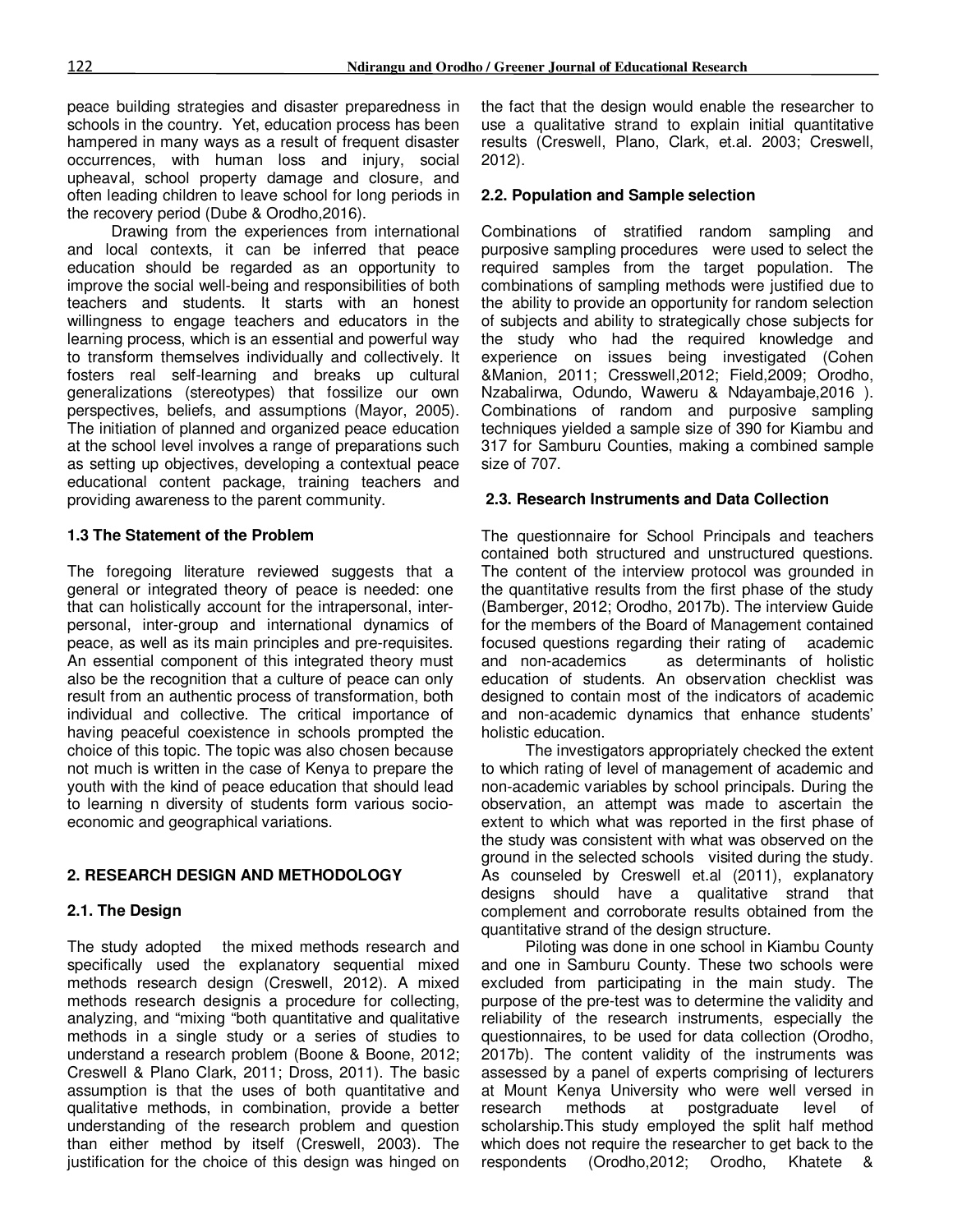peace building strategies and disaster preparedness in schools in the country. Yet, education process has been hampered in many ways as a result of frequent disaster occurrences, with human loss and injury, social upheaval, school property damage and closure, and often leading children to leave school for long periods in the recovery period (Dube & Orodho,2016).

Drawing from the experiences from international and local contexts, it can be inferred that peace education should be regarded as an opportunity to improve the social well-being and responsibilities of both teachers and students. It starts with an honest willingness to engage teachers and educators in the learning process, which is an essential and powerful way to transform themselves individually and collectively. It fosters real self-learning and breaks up cultural generalizations (stereotypes) that fossilize our own perspectives, beliefs, and assumptions (Mayor, 2005). The initiation of planned and organized peace education at the school level involves a range of preparations such as setting up objectives, developing a contextual peace educational content package, training teachers and providing awareness to the parent community.

### 1.3 The Statement of the Problem

The foregoing literature reviewed suggests that a general or integrated theory of peace is needed: one that can holistically account for the intrapersonal, inter-personal, inter-group and international dynamics of peace, as well as its main principles and pre-requisites. An essential component of this integrated theory must also be the recognition that a culture of peace can only result from an authentic process of transformation, both individual and collective. The critical importance of having peaceful coexistence in schools prompted the choice of this topic. The topic was also chosen because not much is written in the case of Kenya to prepare the youth with the kind of peace education that should lead to learning n diversity of students form various socio-economic and geographical variations.

## 2. RESEARCH DESIGN AND METHODOLOGY

### 2.1. The Design

The study adopted the mixed methods research and specifically used the explanatory sequential mixed methods research design (Creswell, 2012). A mixed methods research designis a procedure for collecting, analyzing, and "mixing "both quantitative and qualitative methods in a single study or a series of studies to understand a research problem (Boone & Boone, 2012; Creswell & Plano Clark, 2011; Dross, 2011). The basic assumption is that the uses of both quantitative and qualitative methods, in combination, provide a better understanding of the research problem and question than either method by itself (Creswell, 2003). The justification for the choice of this design was hinged on the fact that the design would enable the researcher to use a qualitative strand to explain initial quantitative results (Creswell, Plano, Clark, et.al. 2003; Creswell, 2012).

### 2.2. Population and Sample selection

Combinations of stratified random sampling and purposive sampling procedures were used to select the required samples from the target population. The combinations of sampling methods were justified due to the ability to provide an opportunity for random selection of subjects and ability to strategically chose subjects for the study who had the required knowledge and experience on issues being investigated (Cohen &Manion, 2011; Cresswell,2012; Field,2009; Orodho, Nzabalirwa, Odundo, Waweru & Ndayambaje,2016 ). Combinations of random and purposive sampling techniques yielded a sample size of 390 for Kiambu and 317 for Samburu Counties, making a combined sample size of 707.

### 2.3. Research Instruments and Data Collection

The questionnaire for School Principals and teachers contained both structured and unstructured questions. The content of the interview protocol was grounded in the quantitative results from the first phase of the study (Bamberger, 2012; Orodho, 2017b). The interview Guide for the members of the Board of Management contained focused questions regarding their rating of academic and non-academics as determinants of holistic education of students. An observation checklist was designed to contain most of the indicators of academic and non-academic dynamics that enhance students' holistic education.

The investigators appropriately checked the extent to which rating of level of management of academic and non-academic variables by school principals. During the observation, an attempt was made to ascertain the extent to which what was reported in the first phase of the study was consistent with what was observed on the ground in the selected schools visited during the study. As counseled by Creswell et.al (2011), explanatory designs should have a qualitative strand that complement and corroborate results obtained from the quantitative strand of the design structure.

Piloting was done in one school in Kiambu County and one in Samburu County. These two schools were excluded from participating in the main study. The purpose of the pre-test was to determine the validity and reliability of the research instruments, especially the questionnaires, to be used for data collection (Orodho, 2017b). The content validity of the instruments was assessed by a panel of experts comprising of lecturers at Mount Kenya University who were well versed in research methods at postgraduate level of scholarship.This study employed the split half method which does not require the researcher to get back to the respondents (Orodho,2012; Orodho, Khatete &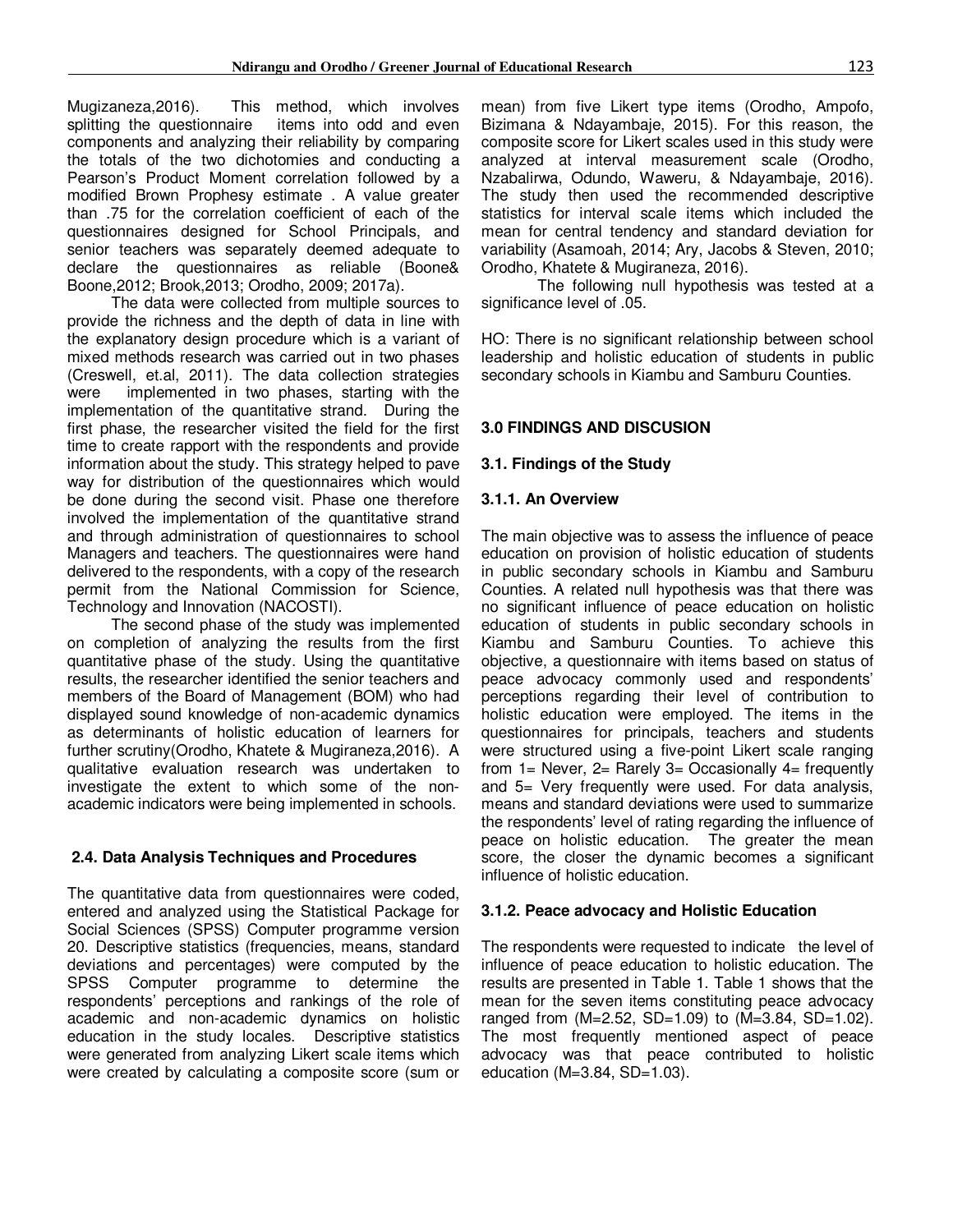Mugizaneza,2016). This method, which involves splitting the questionnaire items into odd and even components and analyzing their reliability by comparing the totals of the two dichotomies and conducting a Pearson's Product Moment correlation followed by a modified Brown Prophesy estimate . A value greater than .75 for the correlation coefficient of each of the questionnaires designed for School Principals, and senior teachers was separately deemed adequate to declare the questionnaires as reliable (Boone& Boone,2012; Brook,2013; Orodho, 2009; 2017a).

The data were collected from multiple sources to provide the richness and the depth of data in line with the explanatory design procedure which is a variant of mixed methods research was carried out in two phases (Creswell, et.al, 2011). The data collection strategies were implemented in two phases, starting with the implementation of the quantitative strand. During the first phase, the researcher visited the field for the first time to create rapport with the respondents and provide information about the study. This strategy helped to pave way for distribution of the questionnaires which would be done during the second visit. Phase one therefore involved the implementation of the quantitative strand and through administration of questionnaires to school Managers and teachers. The questionnaires were hand delivered to the respondents, with a copy of the research permit from the National Commission for Science, Technology and Innovation (NACOSTI).

The second phase of the study was implemented on completion of analyzing the results from the first quantitative phase of the study. Using the quantitative results, the researcher identified the senior teachers and members of the Board of Management (BOM) who had displayed sound knowledge of non-academic dynamics as determinants of holistic education of learners for further scrutiny(Orodho, Khatete & Mugiraneza,2016). A qualitative evaluation research was undertaken to investigate the extent to which some of the non-academic indicators were being implemented in schools.

### 2.4. Data Analysis Techniques and Procedures

The quantitative data from questionnaires were coded, entered and analyzed using the Statistical Package for Social Sciences (SPSS) Computer programme version 20. Descriptive statistics (frequencies, means, standard deviations and percentages) were computed by the SPSS Computer programme to determine the respondents' perceptions and rankings of the role of academic and non-academic dynamics on holistic education in the study locales. Descriptive statistics were generated from analyzing Likert scale items which were created by calculating a composite score (sum or mean) from five Likert type items (Orodho, Ampofo, Bizimana & Ndayambaje, 2015). For this reason, the composite score for Likert scales used in this study were analyzed at interval measurement scale (Orodho, Nzabalirwa, Odundo, Waweru, & Ndayambaje, 2016). The study then used the recommended descriptive statistics for interval scale items which included the mean for central tendency and standard deviation for variability (Asamoah, 2014; Ary, Jacobs & Steven, 2010; Orodho, Khatete & Mugiraneza, 2016).

The following null hypothesis was tested at a significance level of .05.

HO: There is no significant relationship between school leadership and holistic education of students in public secondary schools in Kiambu and Samburu Counties.

## 3.0 FINDINGS AND DISCUSION

### 3.1. Findings of the Study

#### 3.1.1. An Overview

The main objective was to assess the influence of peace education on provision of holistic education of students in public secondary schools in Kiambu and Samburu Counties. A related null hypothesis was that there was no significant influence of peace education on holistic education of students in public secondary schools in Kiambu and Samburu Counties. To achieve this objective, a questionnaire with items based on status of peace advocacy commonly used and respondents' perceptions regarding their level of contribution to holistic education were employed. The items in the questionnaires for principals, teachers and students were structured using a five-point Likert scale ranging from 1= Never, 2= Rarely 3= Occasionally 4= frequently and 5= Very frequently were used. For data analysis, means and standard deviations were used to summarize the respondents' level of rating regarding the influence of peace on holistic education. The greater the mean score, the closer the dynamic becomes a significant influence of holistic education.

#### 3.1.2. Peace advocacy and Holistic Education

The respondents were requested to indicate the level of influence of peace education to holistic education. The results are presented in Table 1. Table 1 shows that the mean for the seven items constituting peace advocacy ranged from (M=2.52, SD=1.09) to (M=3.84, SD=1.02). The most frequently mentioned aspect of peace advocacy was that peace contributed to holistic education (M=3.84, SD=1.03).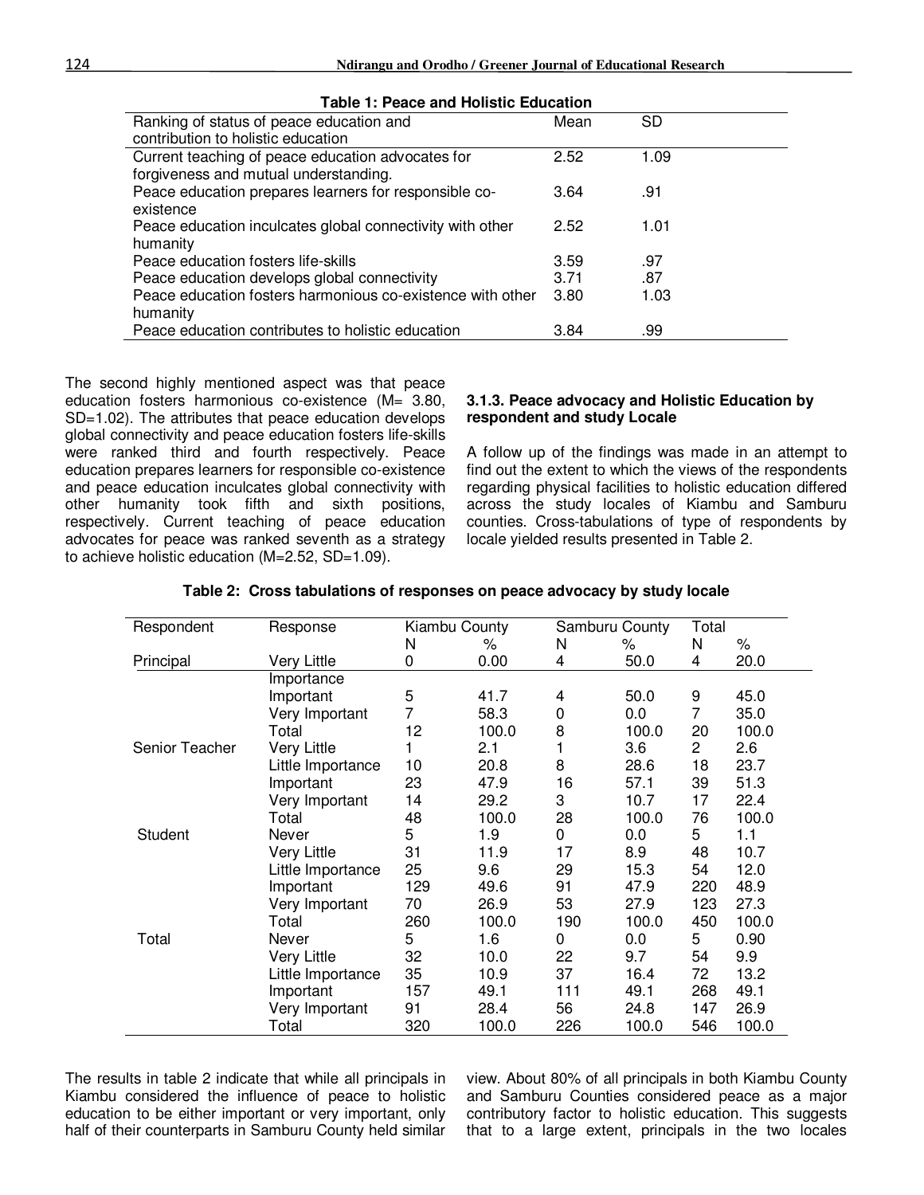**Table 1: Peace and Holistic Education**

| Ranking of status of peace education and contribution to holistic education | Mean | SD |
|---|---|---|
| Current teaching of peace education advocates for forgiveness and mutual understanding. | 2.52 | 1.09 |
| Peace education prepares learners for responsible co-existence | 3.64 | .91 |
| Peace education inculcates global connectivity with other humanity | 2.52 | 1.01 |
| Peace education fosters life-skills | 3.59 | .97 |
| Peace education develops global connectivity | 3.71 | .87 |
| Peace education fosters harmonious co-existence with other humanity | 3.80 | 1.03 |
| Peace education contributes to holistic education | 3.84 | .99 |

The second highly mentioned aspect was that peace education fosters harmonious co-existence (M= 3.80, SD=1.02). The attributes that peace education develops global connectivity and peace education fosters life-skills were ranked third and fourth respectively. Peace education prepares learners for responsible co-existence and peace education inculcates global connectivity with other humanity took fifth and sixth positions, respectively. Current teaching of peace education advocates for peace was ranked seventh as a strategy to achieve holistic education (M=2.52, SD=1.09).

### 3.1.3. Peace advocacy and Holistic Education by respondent and study Locale

A follow up of the findings was made in an attempt to find out the extent to which the views of the respondents regarding physical facilities to holistic education differed across the study locales of Kiambu and Samburu counties. Cross-tabulations of type of respondents by locale yielded results presented in Table 2.

**Table 2: Cross tabulations of responses on peace advocacy by study locale**

| Respondent | Response | Kiambu County | | Samburu County | | Total | |
|---|---|---|---|---|---|---|---|
| | | N | % | N | % | N | % |
| Principal | Very Little Importance | 0 | 0.00 | 4 | 50.0 | 4 | 20.0 |
| | Important | 5 | 41.7 | 4 | 50.0 | 9 | 45.0 |
| | Very Important | 7 | 58.3 | 0 | 0.0 | 7 | 35.0 |
| | Total | 12 | 100.0 | 8 | 100.0 | 20 | 100.0 |
| Senior Teacher | Very Little | 1 | 2.1 | 1 | 3.6 | 2 | 2.6 |
| | Little Importance | 10 | 20.8 | 8 | 28.6 | 18 | 23.7 |
| | Important | 23 | 47.9 | 16 | 57.1 | 39 | 51.3 |
| | Very Important | 14 | 29.2 | 3 | 10.7 | 17 | 22.4 |
| | Total | 48 | 100.0 | 28 | 100.0 | 76 | 100.0 |
| Student | Never | 5 | 1.9 | 0 | 0.0 | 5 | 1.1 |
| | Very Little | 31 | 11.9 | 17 | 8.9 | 48 | 10.7 |
| | Little Importance | 25 | 9.6 | 29 | 15.3 | 54 | 12.0 |
| | Important | 129 | 49.6 | 91 | 47.9 | 220 | 48.9 |
| | Very Important | 70 | 26.9 | 53 | 27.9 | 123 | 27.3 |
| | Total | 260 | 100.0 | 190 | 100.0 | 450 | 100.0 |
| Total | Never | 5 | 1.6 | 0 | 0.0 | 5 | 0.90 |
| | Very Little | 32 | 10.0 | 22 | 9.7 | 54 | 9.9 |
| | Little Importance | 35 | 10.9 | 37 | 16.4 | 72 | 13.2 |
| | Important | 157 | 49.1 | 111 | 49.1 | 268 | 49.1 |
| | Very Important | 91 | 28.4 | 56 | 24.8 | 147 | 26.9 |
| | Total | 320 | 100.0 | 226 | 100.0 | 546 | 100.0 |

The results in table 2 indicate that while all principals in Kiambu considered the influence of peace to holistic education to be either important or very important, only half of their counterparts in Samburu County held similar view. About 80% of all principals in both Kiambu County and Samburu Counties considered peace as a major contributory factor to holistic education. This suggests that to a large extent, principals in the two locales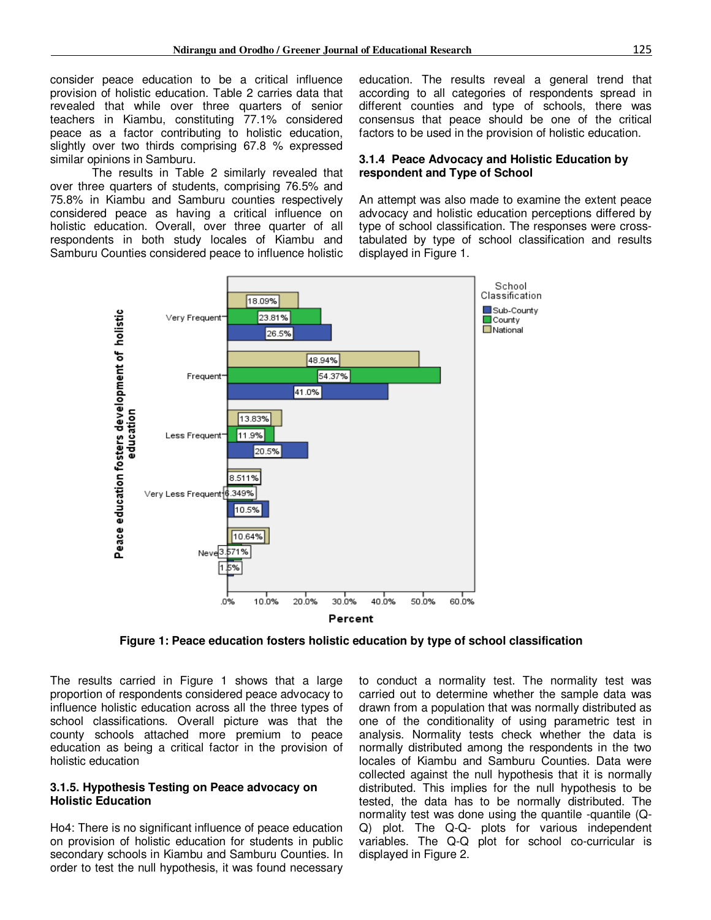consider peace education to be a critical influence provision of holistic education. Table 2 carries data that revealed that while over three quarters of senior teachers in Kiambu, constituting 77.1% considered peace as a factor contributing to holistic education, slightly over two thirds comprising 67.8 % expressed similar opinions in Samburu.

The results in Table 2 similarly revealed that over three quarters of students, comprising 76.5% and 75.8% in Kiambu and Samburu counties respectively considered peace as having a critical influence on holistic education. Overall, over three quarter of all respondents in both study locales of Kiambu and Samburu Counties considered peace to influence holistic education. The results reveal a general trend that according to all categories of respondents spread in different counties and type of schools, there was consensus that peace should be one of the critical factors to be used in the provision of holistic education.

### 3.1.4 Peace Advocacy and Holistic Education by respondent and Type of School

An attempt was also made to examine the extent peace advocacy and holistic education perceptions differed by type of school classification. The responses were cross-tabulated by type of school classification and results displayed in Figure 1.

School Classification
Sub-County
County
National

Peace education fosters development of holistic education

Very Frequent
18.09%
23.81%
26.5%

Frequent
48.94%
54.37%
41.0%

Less Frequent
13.83%
11.9%
20.5%

Very Less Frequent
8.511%
6.349%
10.5%

Never
10.64%
3.571%
1.5%

.0% 10.0% 20.0% 30.0% 40.0% 50.0% 60.0%
Percent

**Figure 1: Peace education fosters holistic education by type of school classification**

The results carried in Figure 1 shows that a large proportion of respondents considered peace advocacy to influence holistic education across all the three types of school classifications. Overall picture was that the county schools attached more premium to peace education as being a critical factor in the provision of holistic education

### 3.1.5. Hypothesis Testing on Peace advocacy on Holistic Education

Ho4: There is no significant influence of peace education on provision of holistic education for students in public secondary schools in Kiambu and Samburu Counties. In order to test the null hypothesis, it was found necessary to conduct a normality test. The normality test was carried out to determine whether the sample data was drawn from a population that was normally distributed as one of the conditionality of using parametric test in analysis. Normality tests check whether the data is normally distributed among the respondents in the two locales of Kiambu and Samburu Counties. Data were collected against the null hypothesis that it is normally distributed. This implies for the null hypothesis to be tested, the data has to be normally distributed. The normality test was done using the quantile -quantile (Q-Q) plot. The Q-Q- plots for various independent variables. The Q-Q plot for school co-curricular is displayed in Figure 2.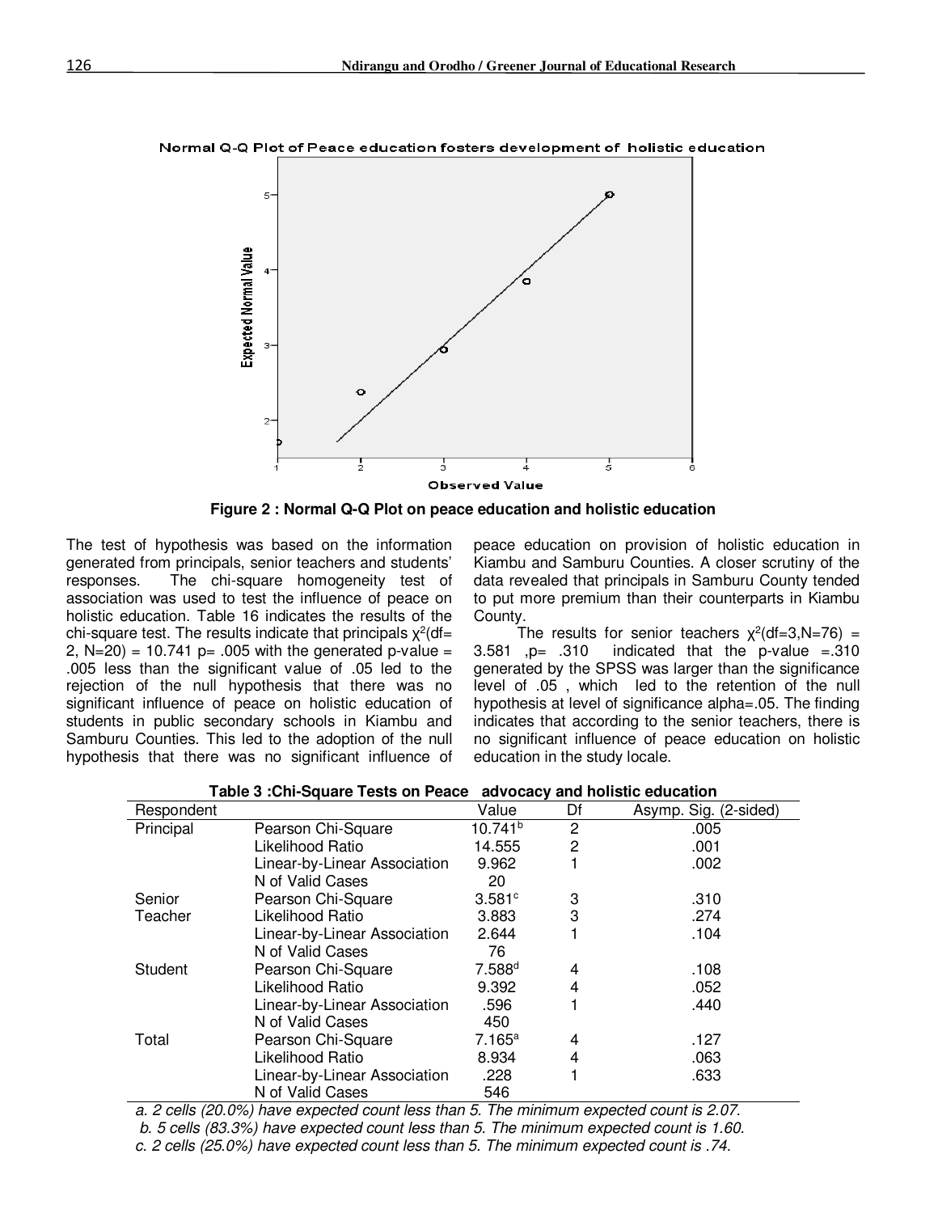Normal Q-Q Plot of Peace education fosters development of holistic education

Expected Normal Value

5
4
3
2

1 2 3 4 5 6

Observed Value

**Figure 2 : Normal Q-Q Plot on peace education and holistic education**

The test of hypothesis was based on the information generated from principals, senior teachers and students' responses. The chi-square homogeneity test of association was used to test the influence of peace on holistic education. Table 16 indicates the results of the chi-square test. The results indicate that principals $\chi^2$(df= 2, N=20) = 10.741 p= .005 with the generated p-value = .005 less than the significant value of .05 led to the rejection of the null hypothesis that there was no significant influence of peace on holistic education of students in public secondary schools in Kiambu and Samburu Counties. This led to the adoption of the null hypothesis that there was no significant influence of peace education on provision of holistic education in Kiambu and Samburu Counties. A closer scrutiny of the data revealed that principals in Samburu County tended to put more premium than their counterparts in Kiambu County.

The results for senior teachers $\chi^2$(df=3,N=76) = 3.581 ,p= .310 indicated that the p-value =.310 generated by the SPSS was larger than the significance level of .05 , which led to the retention of the null hypothesis at level of significance alpha=.05. The finding indicates that according to the senior teachers, there is no significant influence of peace education on holistic education in the study locale.

**Table 3 :Chi-Square Tests on Peace advocacy and holistic education**

| Respondent | | Value | Df | Asymp. Sig. (2-sided) |
|---|---|---|---|---|
| Principal | Pearson Chi-Square | 10.741[b] | 2 | .005 |
| | Likelihood Ratio | 14.555 | 2 | .001 |
| | Linear-by-Linear Association | 9.962 | 1 | .002 |
| | N of Valid Cases | 20 | | |
| Senior Teacher | Pearson Chi-Square | 3.581[c] | 3 | .310 |
| | Likelihood Ratio | 3.883 | 3 | .274 |
| | Linear-by-Linear Association | 2.644 | 1 | .104 |
| | N of Valid Cases | 76 | | |
| Student | Pearson Chi-Square | 7.588[d] | 4 | .108 |
| | Likelihood Ratio | 9.392 | 4 | .052 |
| | Linear-by-Linear Association | .596 | 1 | .440 |
| | N of Valid Cases | 450 | | |
| Total | Pearson Chi-Square | 7.165[a] | 4 | .127 |
| | Likelihood Ratio | 8.934 | 4 | .063 |
| | Linear-by-Linear Association | .228 | 1 | .633 |
| | N of Valid Cases | 546 | | |

*a. 2 cells (20.0%) have expected count less than 5. The minimum expected count is 2.07.*
*b. 5 cells (83.3%) have expected count less than 5. The minimum expected count is 1.60.*
*c. 2 cells (25.0%) have expected count less than 5. The minimum expected count is .74.*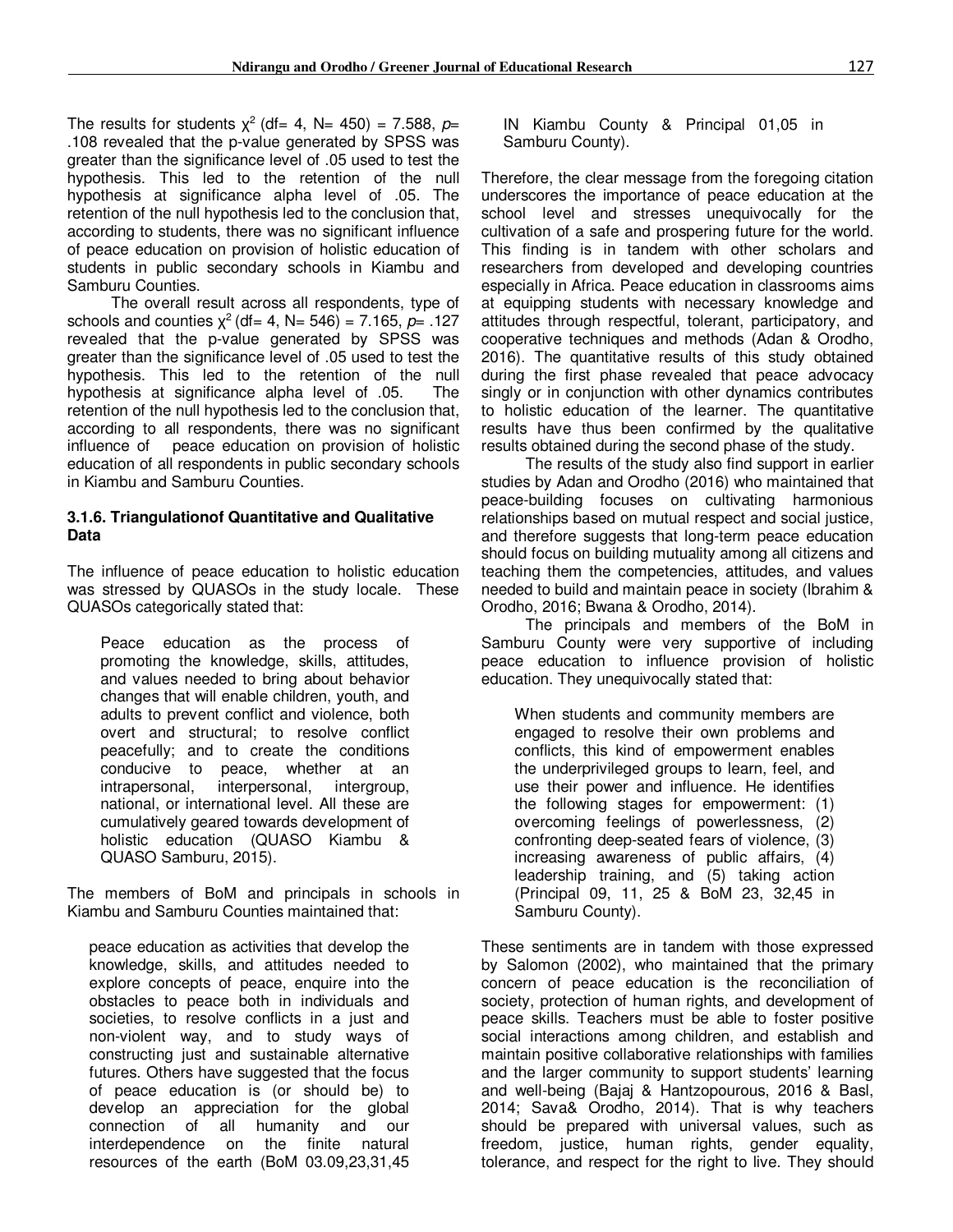The results for students $\chi^2$ (df= 4, N= 450) = 7.588, $p$= .108 revealed that the p-value generated by SPSS was greater than the significance level of .05 used to test the hypothesis. This led to the retention of the null hypothesis at significance alpha level of .05. The retention of the null hypothesis led to the conclusion that, according to students, there was no significant influence of peace education on provision of holistic education of students in public secondary schools in Kiambu and Samburu Counties.

The overall result across all respondents, type of schools and counties $\chi^2$ (df= 4, N= 546) = 7.165, $p$= .127 revealed that the p-value generated by SPSS was greater than the significance level of .05 used to test the hypothesis. This led to the retention of the null hypothesis at significance alpha level of .05. The retention of the null hypothesis led to the conclusion that, according to all respondents, there was no significant influence of peace education on provision of holistic education of all respondents in public secondary schools in Kiambu and Samburu Counties.

### 3.1.6. Triangulationof Quantitative and Qualitative Data

The influence of peace education to holistic education was stressed by QUASOs in the study locale. These QUASOs categorically stated that:

> Peace education as the process of promoting the knowledge, skills, attitudes, and values needed to bring about behavior changes that will enable children, youth, and adults to prevent conflict and violence, both overt and structural; to resolve conflict peacefully; and to create the conditions conducive to peace, whether at an intrapersonal, interpersonal, intergroup, national, or international level. All these are cumulatively geared towards development of holistic education (QUASO Kiambu & QUASO Samburu, 2015).

The members of BoM and principals in schools in Kiambu and Samburu Counties maintained that:

> peace education as activities that develop the knowledge, skills, and attitudes needed to explore concepts of peace, enquire into the obstacles to peace both in individuals and societies, to resolve conflicts in a just and non-violent way, and to study ways of constructing just and sustainable alternative futures. Others have suggested that the focus of peace education is (or should be) to develop an appreciation for the global connection of all humanity and our interdependence on the finite natural resources of the earth (BoM 03.09,23,31,45 IN Kiambu County & Principal 01,05 in Samburu County).

Therefore, the clear message from the foregoing citation underscores the importance of peace education at the school level and stresses unequivocally for the cultivation of a safe and prospering future for the world. This finding is in tandem with other scholars and researchers from developed and developing countries especially in Africa. Peace education in classrooms aims at equipping students with necessary knowledge and attitudes through respectful, tolerant, participatory, and cooperative techniques and methods (Adan & Orodho, 2016). The quantitative results of this study obtained during the first phase revealed that peace advocacy singly or in conjunction with other dynamics contributes to holistic education of the learner. The quantitative results have thus been confirmed by the qualitative results obtained during the second phase of the study.

The results of the study also find support in earlier studies by Adan and Orodho (2016) who maintained that peace-building focuses on cultivating harmonious relationships based on mutual respect and social justice, and therefore suggests that long-term peace education should focus on building mutuality among all citizens and teaching them the competencies, attitudes, and values needed to build and maintain peace in society (Ibrahim & Orodho, 2016; Bwana & Orodho, 2014).

The principals and members of the BoM in Samburu County were very supportive of including peace education to influence provision of holistic education. They unequivocally stated that:

> When students and community members are engaged to resolve their own problems and conflicts, this kind of empowerment enables the underprivileged groups to learn, feel, and use their power and influence. He identifies the following stages for empowerment: (1) overcoming feelings of powerlessness, (2) confronting deep-seated fears of violence, (3) increasing awareness of public affairs, (4) leadership training, and (5) taking action (Principal 09, 11, 25 & BoM 23, 32,45 in Samburu County).

These sentiments are in tandem with those expressed by Salomon (2002), who maintained that the primary concern of peace education is the reconciliation of society, protection of human rights, and development of peace skills. Teachers must be able to foster positive social interactions among children, and establish and maintain positive collaborative relationships with families and the larger community to support students' learning and well-being (Bajaj & Hantzopourous, 2016 & Basl, 2014; Sava& Orodho, 2014). That is why teachers should be prepared with universal values, such as freedom, justice, human rights, gender equality, tolerance, and respect for the right to live. They should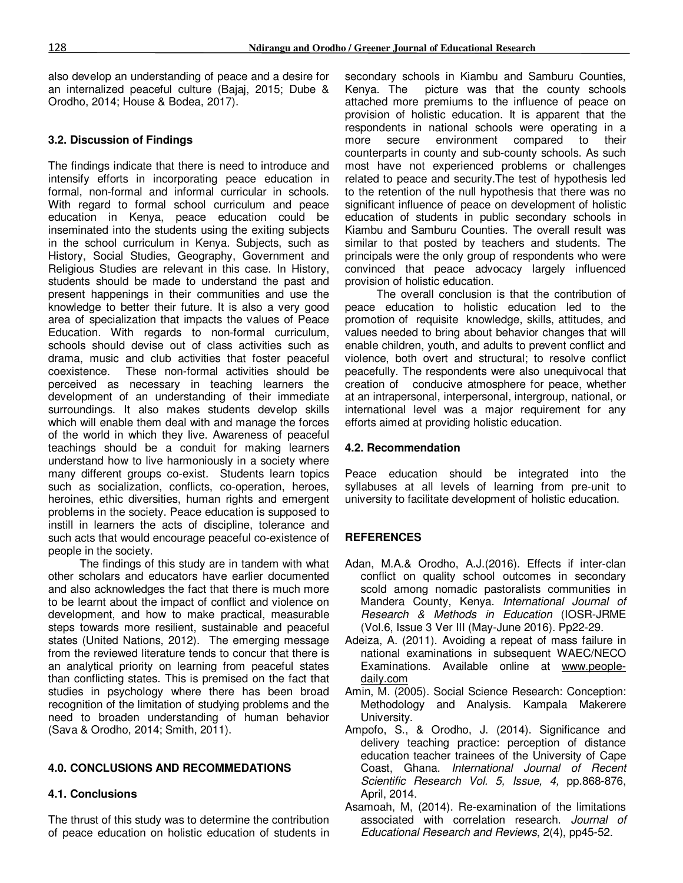also develop an understanding of peace and a desire for an internalized peaceful culture (Bajaj, 2015; Dube & Orodho, 2014; House & Bodea, 2017).

### 3.2. Discussion of Findings

The findings indicate that there is need to introduce and intensify efforts in incorporating peace education in formal, non-formal and informal curricular in schools. With regard to formal school curriculum and peace education in Kenya, peace education could be inseminated into the students using the exiting subjects in the school curriculum in Kenya. Subjects, such as History, Social Studies, Geography, Government and Religious Studies are relevant in this case. In History, students should be made to understand the past and present happenings in their communities and use the knowledge to better their future. It is also a very good area of specialization that impacts the values of Peace Education. With regards to non-formal curriculum, schools should devise out of class activities such as drama, music and club activities that foster peaceful coexistence. These non-formal activities should be perceived as necessary in teaching learners the development of an understanding of their immediate surroundings. It also makes students develop skills which will enable them deal with and manage the forces of the world in which they live. Awareness of peaceful teachings should be a conduit for making learners understand how to live harmoniously in a society where many different groups co-exist. Students learn topics such as socialization, conflicts, co-operation, heroes, heroines, ethic diversities, human rights and emergent problems in the society. Peace education is supposed to instill in learners the acts of discipline, tolerance and such acts that would encourage peaceful co-existence of people in the society.

The findings of this study are in tandem with what other scholars and educators have earlier documented and also acknowledges the fact that there is much more to be learnt about the impact of conflict and violence on development, and how to make practical, measurable steps towards more resilient, sustainable and peaceful states (United Nations, 2012). The emerging message from the reviewed literature tends to concur that there is an analytical priority on learning from peaceful states than conflicting states. This is premised on the fact that studies in psychology where there has been broad recognition of the limitation of studying problems and the need to broaden understanding of human behavior (Sava & Orodho, 2014; Smith, 2011).

## 4.0. CONCLUSIONS AND RECOMMEDATIONS

### 4.1. Conclusions

The thrust of this study was to determine the contribution of peace education on holistic education of students in secondary schools in Kiambu and Samburu Counties, Kenya. The picture was that the county schools attached more premiums to the influence of peace on provision of holistic education. It is apparent that the respondents in national schools were operating in a more secure environment compared to their counterparts in county and sub-county schools. As such most have not experienced problems or challenges related to peace and security.The test of hypothesis led to the retention of the null hypothesis that there was no significant influence of peace on development of holistic education of students in public secondary schools in Kiambu and Samburu Counties. The overall result was similar to that posted by teachers and students. The principals were the only group of respondents who were convinced that peace advocacy largely influenced provision of holistic education.

The overall conclusion is that the contribution of peace education to holistic education led to the promotion of requisite knowledge, skills, attitudes, and values needed to bring about behavior changes that will enable children, youth, and adults to prevent conflict and violence, both overt and structural; to resolve conflict peacefully. The respondents were also unequivocal that creation of conducive atmosphere for peace, whether at an intrapersonal, interpersonal, intergroup, national, or international level was a major requirement for any efforts aimed at providing holistic education.

### 4.2. Recommendation

Peace education should be integrated into the syllabuses at all levels of learning from pre-unit to university to facilitate development of holistic education.

## REFERENCES

- Adan, M.A.& Orodho, A.J.(2016). Effects if inter-clan conflict on quality school outcomes in secondary scold among nomadic pastoralists communities in Mandera County, Kenya. *International Journal of Research & Methods in Education* (IOSR-JRME (Vol.6, Issue 3 Ver III (May-June 2016). Pp22-29.
- Adeiza, A. (2011). Avoiding a repeat of mass failure in national examinations in subsequent WAEC/NECO Examinations. Available online at www.people-daily.com
- Amin, M. (2005). Social Science Research: Conception: Methodology and Analysis. Kampala Makerere University.
- Ampofo, S., & Orodho, J. (2014). Significance and delivery teaching practice: perception of distance education teacher trainees of the University of Cape Coast, Ghana. *International Journal of Recent Scientific Research Vol. 5, Issue, 4,* pp.868-876, April, 2014.
- Asamoah, M, (2014). Re-examination of the limitations associated with correlation research. *Journal of Educational Research and Reviews*, 2(4), pp45-52.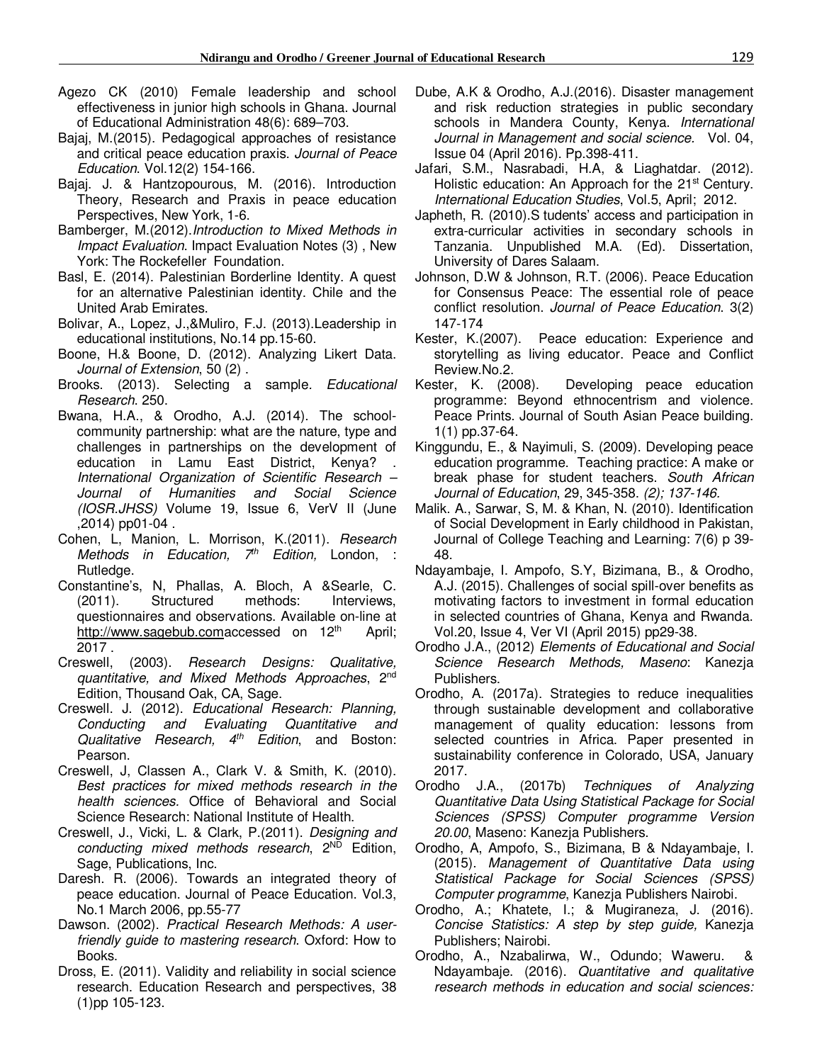Agezo CK (2010) Female leadership and school effectiveness in junior high schools in Ghana. Journal of Educational Administration 48(6): 689–703.

Bajaj, M.(2015). Pedagogical approaches of resistance and critical peace education praxis. *Journal of Peace Education*. Vol.12(2) 154-166.

Bajaj. J. & Hantzopourous, M. (2016). Introduction Theory, Research and Praxis in peace education Perspectives, New York, 1-6.

Bamberger, M.(2012).*Introduction to Mixed Methods in Impact Evaluation*. Impact Evaluation Notes (3) , New York: The Rockefeller Foundation.

Basl, E. (2014). Palestinian Borderline Identity. A quest for an alternative Palestinian identity. Chile and the United Arab Emirates.

Bolivar, A., Lopez, J.,&Muliro, F.J. (2013).Leadership in educational institutions, No.14 pp.15-60.

Boone, H.& Boone, D. (2012). Analyzing Likert Data. *Journal of Extension*, 50 (2) .

Brooks. (2013). Selecting a sample. *Educational Research*. 250.

Bwana, H.A., & Orodho, A.J. (2014). The school-community partnership: what are the nature, type and challenges in partnerships on the development of education in Lamu East District, Kenya? . *International Organization of Scientific Research – Journal of Humanities and Social Science (IOSR.JHSS)* Volume 19, Issue 6, VerV II (June ,2014) pp01-04 .

Cohen, L, Manion, L. Morrison, K.(2011). *Research Methods in Education, 7th Edition,* London, : Rutledge.

Constantine's, N, Phallas, A. Bloch, A &Searle, C. (2011). Structured methods: Interviews, questionnaires and observations. Available on-line at http://www.sagebub.comaccessed on 12th April; 2017 .

Creswell, (2003). *Research Designs: Qualitative, quantitative, and Mixed Methods Approaches*, 2nd Edition, Thousand Oak, CA, Sage.

Creswell. J. (2012). *Educational Research: Planning, Conducting and Evaluating Quantitative and Qualitative Research, 4th Edition*, and Boston: Pearson.

Creswell, J, Classen A., Clark V. & Smith, K. (2010). *Best practices for mixed methods research in the health sciences.* Office of Behavioral and Social Science Research: National Institute of Health.

Creswell, J., Vicki, L. & Clark, P.(2011). *Designing and conducting mixed methods research*, 2ND Edition, Sage, Publications, Inc.

Daresh. R. (2006). Towards an integrated theory of peace education. Journal of Peace Education. Vol.3, No.1 March 2006, pp.55-77

Dawson. (2002). *Practical Research Methods: A user-friendly guide to mastering research*. Oxford: How to Books.

Dross, E. (2011). Validity and reliability in social science research. Education Research and perspectives, 38 (1)pp 105-123.

Dube, A.K & Orodho, A.J.(2016). Disaster management and risk reduction strategies in public secondary schools in Mandera County, Kenya. *International Journal in Management and social science.* Vol. 04, Issue 04 (April 2016). Pp.398-411.

Jafari, S.M., Nasrabadi, H.A, & Liaghatdar. (2012). Holistic education: An Approach for the 21st Century. *International Education Studies*, Vol.5, April; 2012.

Japheth, R. (2010).S tudents' access and participation in extra-curricular activities in secondary schools in Tanzania. Unpublished M.A. (Ed). Dissertation, University of Dares Salaam.

Johnson, D.W & Johnson, R.T. (2006). Peace Education for Consensus Peace: The essential role of peace conflict resolution. *Journal of Peace Education*. 3(2) 147-174

Kester, K.(2007). Peace education: Experience and storytelling as living educator. Peace and Conflict Review.No.2.

Kester, K. (2008). Developing peace education programme: Beyond ethnocentrism and violence. Peace Prints. Journal of South Asian Peace building. 1(1) pp.37-64.

Kinggundu, E., & Nayimuli, S. (2009). Developing peace education programme. Teaching practice: A make or break phase for student teachers. *South African Journal of Education*, 29, 345-358. *(2); 137-146.*

Malik. A., Sarwar, S, M. & Khan, N. (2010). Identification of Social Development in Early childhood in Pakistan, Journal of College Teaching and Learning: 7(6) p 39-48.

Ndayambaje, I. Ampofo, S.Y, Bizimana, B., & Orodho, A.J. (2015). Challenges of social spill-over benefits as motivating factors to investment in formal education in selected countries of Ghana, Kenya and Rwanda. Vol.20, Issue 4, Ver VI (April 2015) pp29-38.

Orodho J.A., (2012) *Elements of Educational and Social Science Research Methods, Maseno*: Kanezja Publishers.

Orodho, A. (2017a). Strategies to reduce inequalities through sustainable development and collaborative management of quality education: lessons from selected countries in Africa. Paper presented in sustainability conference in Colorado, USA, January 2017.

Orodho J.A., (2017b) *Techniques of Analyzing Quantitative Data Using Statistical Package for Social Sciences (SPSS) Computer programme Version 20.00*, Maseno: Kanezja Publishers.

Orodho, A, Ampofo, S., Bizimana, B & Ndayambaje, I. (2015). *Management of Quantitative Data using Statistical Package for Social Sciences (SPSS) Computer programme*, Kanezja Publishers Nairobi.

Orodho, A.; Khatete, I.; & Mugiraneza, J. (2016). *Concise Statistics: A step by step guide,* Kanezja Publishers; Nairobi.

Orodho, A., Nzabalirwa, W., Odundo; Waweru. & Ndayambaje. (2016). *Quantitative and qualitative research methods in education and social sciences:*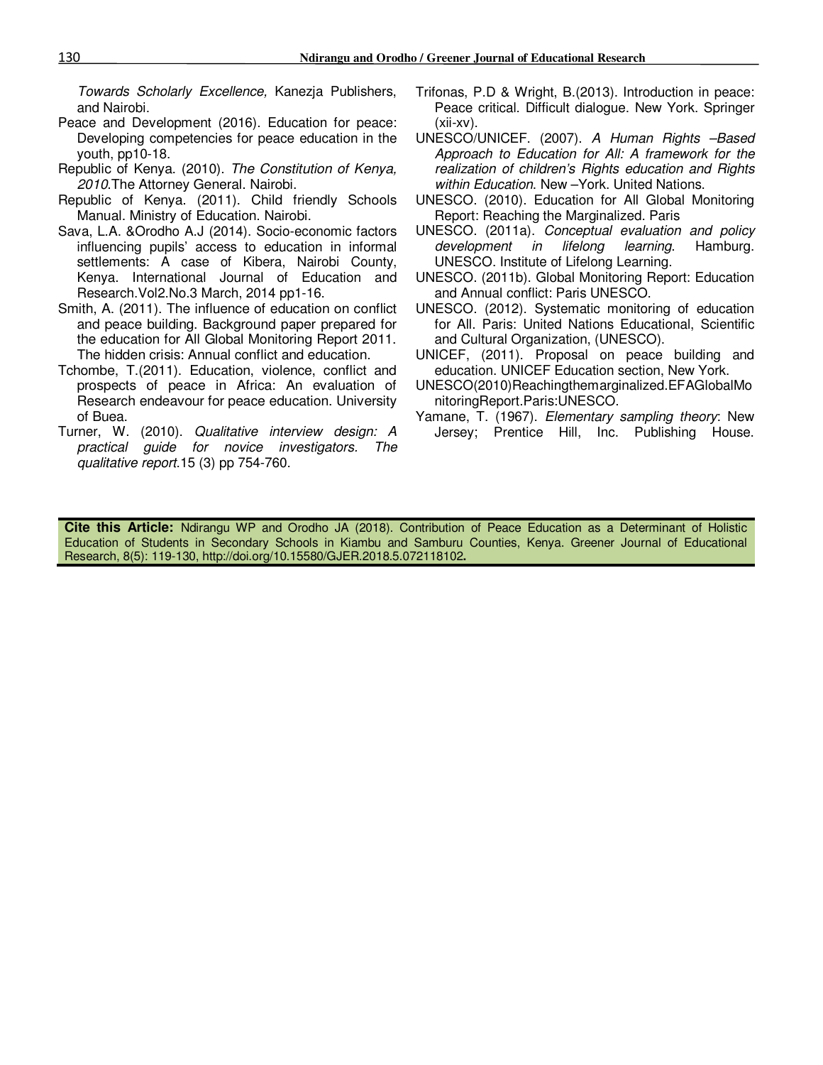*Towards Scholarly Excellence,* Kanezja Publishers, and Nairobi.

Peace and Development (2016). Education for peace: Developing competencies for peace education in the youth, pp10-18.

Republic of Kenya. (2010). *The Constitution of Kenya, 2010.*The Attorney General. Nairobi.

Republic of Kenya. (2011). Child friendly Schools Manual. Ministry of Education. Nairobi.

Sava, L.A. &Orodho A.J (2014). Socio-economic factors influencing pupils' access to education in informal settlements: A case of Kibera, Nairobi County, Kenya. International Journal of Education and Research.Vol2.No.3 March, 2014 pp1-16.

Smith, A. (2011). The influence of education on conflict and peace building. Background paper prepared for the education for All Global Monitoring Report 2011. The hidden crisis: Annual conflict and education.

Tchombe, T.(2011). Education, violence, conflict and prospects of peace in Africa: An evaluation of Research endeavour for peace education. University of Buea.

Turner, W. (2010). *Qualitative interview design: A practical guide for novice investigators. The qualitative report.*15 (3) pp 754-760.

Trifonas, P.D & Wright, B.(2013). Introduction in peace: Peace critical. Difficult dialogue. New York. Springer (xii-xv).

UNESCO/UNICEF. (2007). *A Human Rights –Based Approach to Education for All: A framework for the realization of children's Rights education and Rights within Education.* New –York. United Nations.

UNESCO. (2010). Education for All Global Monitoring Report: Reaching the Marginalized. Paris

UNESCO. (2011a). *Conceptual evaluation and policy development in lifelong learning.* Hamburg. UNESCO. Institute of Lifelong Learning.

UNESCO. (2011b). Global Monitoring Report: Education and Annual conflict: Paris UNESCO.

UNESCO. (2012). Systematic monitoring of education for All. Paris: United Nations Educational, Scientific and Cultural Organization, (UNESCO).

UNICEF, (2011). Proposal on peace building and education. UNICEF Education section, New York.

UNESCO(2010)Reachingthemarginalized.EFAGlobalMonitoringReport.Paris:UNESCO.

Yamane, T. (1967). *Elementary sampling theory*: New Jersey; Prentice Hill, Inc. Publishing House.

**Cite this Article:** Ndirangu WP and Orodho JA (2018). Contribution of Peace Education as a Determinant of Holistic Education of Students in Secondary Schools in Kiambu and Samburu Counties, Kenya. Greener Journal of Educational Research, 8(5): 119-130, http://doi.org/10.15580/GJER.2018.5.072118102**.**